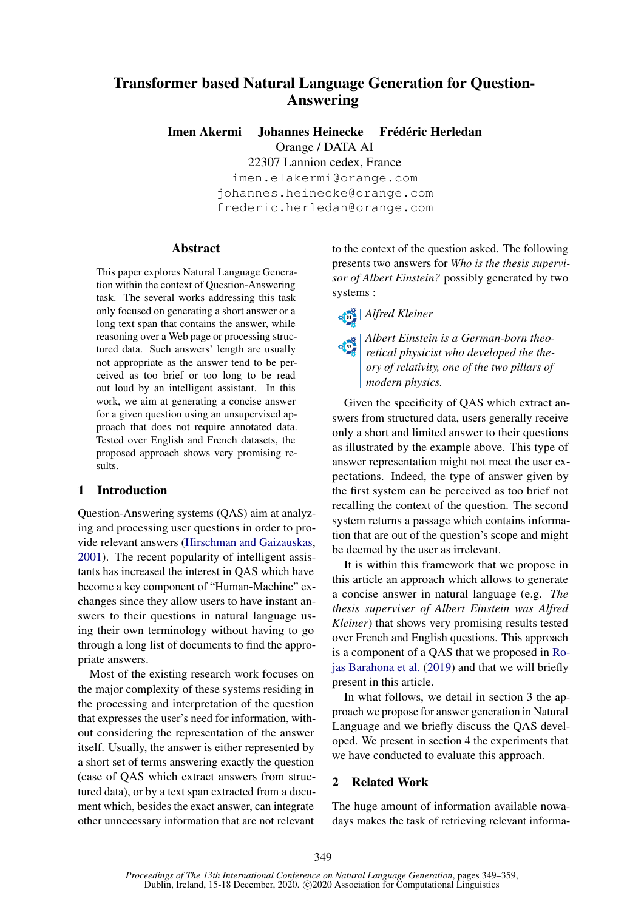# Transformer based Natural Language Generation for Question-Answering

**Imen Akermi  Johannes Heinecke  Frédéric Herledan**

Orange / DATA AI

22307 Lannion cedex, France

imen.elakermi@orange.com

johannes.heinecke@orange.com

frederic.herledan@orange.com

## Abstract

This paper explores Natural Language Generation within the context of Question-Answering task. The several works addressing this task only focused on generating a short answer or a long text span that contains the answer, while reasoning over a Web page or processing structured data. Such answers' length are usually not appropriate as the answer tend to be perceived as too brief or too long to be read out loud by an intelligent assistant. In this work, we aim at generating a concise answer for a given question using an unsupervised approach that does not require annotated data. Tested over English and French datasets, the proposed approach shows very promising results.

## 1 Introduction

Question-Answering systems (QAS) aim at analyzing and processing user questions in order to provide relevant answers (Hirschman and Gaizauskas, 2001). The recent popularity of intelligent assistants has increased the interest in QAS which have become a key component of "Human-Machine" exchanges since they allow users to have instant answers to their questions in natural language using their own terminology without having to go through a long list of documents to find the appropriate answers.

Most of the existing research work focuses on the major complexity of these systems residing in the processing and interpretation of the question that expresses the user's need for information, without considering the representation of the answer itself. Usually, the answer is either represented by a short set of terms answering exactly the question (case of QAS which extract answers from structured data), or by a text span extracted from a document which, besides the exact answer, can integrate other unnecessary information that are not relevant to the context of the question asked. The following presents two answers for *Who is the thesis supervisor of Albert Einstein?* possibly generated by two systems :

S1 | *Alfred Kleiner*

S2 | *Albert Einstein is a German-born theoretical physicist who developed the theory of relativity, one of the two pillars of modern physics.*

Given the specificity of QAS which extract answers from structured data, users generally receive only a short and limited answer to their questions as illustrated by the example above. This type of answer representation might not meet the user expectations. Indeed, the type of answer given by the first system can be perceived as too brief not recalling the context of the question. The second system returns a passage which contains information that are out of the question's scope and might be deemed by the user as irrelevant.

It is within this framework that we propose in this article an approach which allows to generate a concise answer in natural language (e.g. *The thesis superviser of Albert Einstein was Alfred Kleiner*) that shows very promising results tested over French and English questions. This approach is a component of a QAS that we proposed in Rojas Barahona et al. (2019) and that we will briefly present in this article.

In what follows, we detail in section 3 the approach we propose for answer generation in Natural Language and we briefly discuss the QAS developed. We present in section 4 the experiments that we have conducted to evaluate this approach.

## 2 Related Work

The huge amount of information available nowadays makes the task of retrieving relevant informa-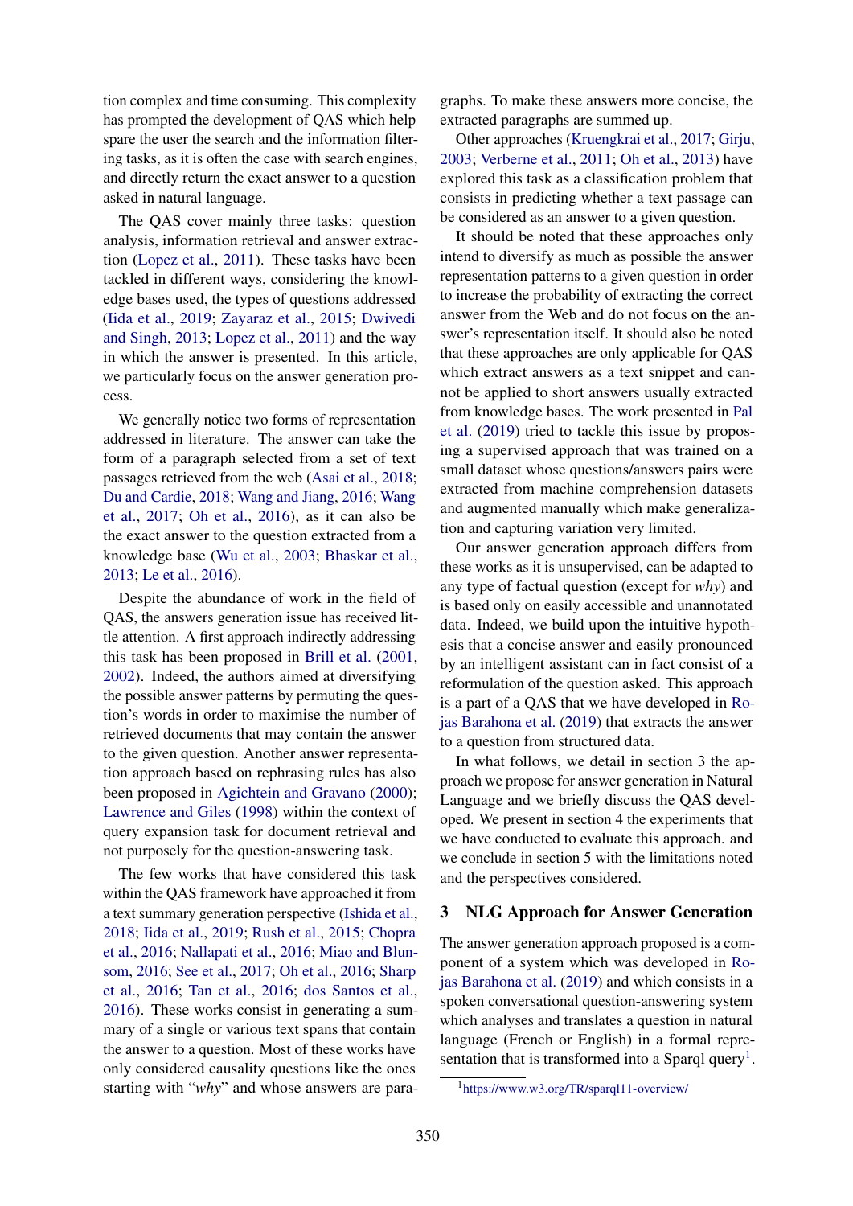tion complex and time consuming. This complexity has prompted the development of QAS which help spare the user the search and the information filtering tasks, as it is often the case with search engines, and directly return the exact answer to a question asked in natural language.

The QAS cover mainly three tasks: question analysis, information retrieval and answer extraction (Lopez et al., 2011). These tasks have been tackled in different ways, considering the knowledge bases used, the types of questions addressed (Iida et al., 2019; Zayaraz et al., 2015; Dwivedi and Singh, 2013; Lopez et al., 2011) and the way in which the answer is presented. In this article, we particularly focus on the answer generation process.

We generally notice two forms of representation addressed in literature. The answer can take the form of a paragraph selected from a set of text passages retrieved from the web (Asai et al., 2018; Du and Cardie, 2018; Wang and Jiang, 2016; Wang et al., 2017; Oh et al., 2016), as it can also be the exact answer to the question extracted from a knowledge base (Wu et al., 2003; Bhaskar et al., 2013; Le et al., 2016).

Despite the abundance of work in the field of QAS, the answers generation issue has received little attention. A first approach indirectly addressing this task has been proposed in Brill et al. (2001, 2002). Indeed, the authors aimed at diversifying the possible answer patterns by permuting the question's words in order to maximise the number of retrieved documents that may contain the answer to the given question. Another answer representation approach based on rephrasing rules has also been proposed in Agichtein and Gravano (2000); Lawrence and Giles (1998) within the context of query expansion task for document retrieval and not purposely for the question-answering task.

The few works that have considered this task within the QAS framework have approached it from a text summary generation perspective (Ishida et al., 2018; Iida et al., 2019; Rush et al., 2015; Chopra et al., 2016; Nallapati et al., 2016; Miao and Blunsom, 2016; See et al., 2017; Oh et al., 2016; Sharp et al., 2016; Tan et al., 2016; dos Santos et al., 2016). These works consist in generating a summary of a single or various text spans that contain the answer to a question. Most of these works have only considered causality questions like the ones starting with "*why*" and whose answers are paragraphs. To make these answers more concise, the extracted paragraphs are summed up.

Other approaches (Kruengkrai et al., 2017; Girju, 2003; Verberne et al., 2011; Oh et al., 2013) have explored this task as a classification problem that consists in predicting whether a text passage can be considered as an answer to a given question.

It should be noted that these approaches only intend to diversify as much as possible the answer representation patterns to a given question in order to increase the probability of extracting the correct answer from the Web and do not focus on the answer's representation itself. It should also be noted that these approaches are only applicable for QAS which extract answers as a text snippet and cannot be applied to short answers usually extracted from knowledge bases. The work presented in Pal et al. (2019) tried to tackle this issue by proposing a supervised approach that was trained on a small dataset whose questions/answers pairs were extracted from machine comprehension datasets and augmented manually which make generalization and capturing variation very limited.

Our answer generation approach differs from these works as it is unsupervised, can be adapted to any type of factual question (except for *why*) and is based only on easily accessible and unannotated data. Indeed, we build upon the intuitive hypothesis that a concise answer and easily pronounced by an intelligent assistant can in fact consist of a reformulation of the question asked. This approach is a part of a QAS that we have developed in Rojas Barahona et al. (2019) that extracts the answer to a question from structured data.

In what follows, we detail in section 3 the approach we propose for answer generation in Natural Language and we briefly discuss the QAS developed. We present in section 4 the experiments that we have conducted to evaluate this approach. and we conclude in section 5 with the limitations noted and the perspectives considered.

## 3 NLG Approach for Answer Generation

The answer generation approach proposed is a component of a system which was developed in Rojas Barahona et al. (2019) and which consists in a spoken conversational question-answering system which analyses and translates a question in natural language (French or English) in a formal representation that is transformed into a Sparql query[1].

[1] https://www.w3.org/TR/sparql11-overview/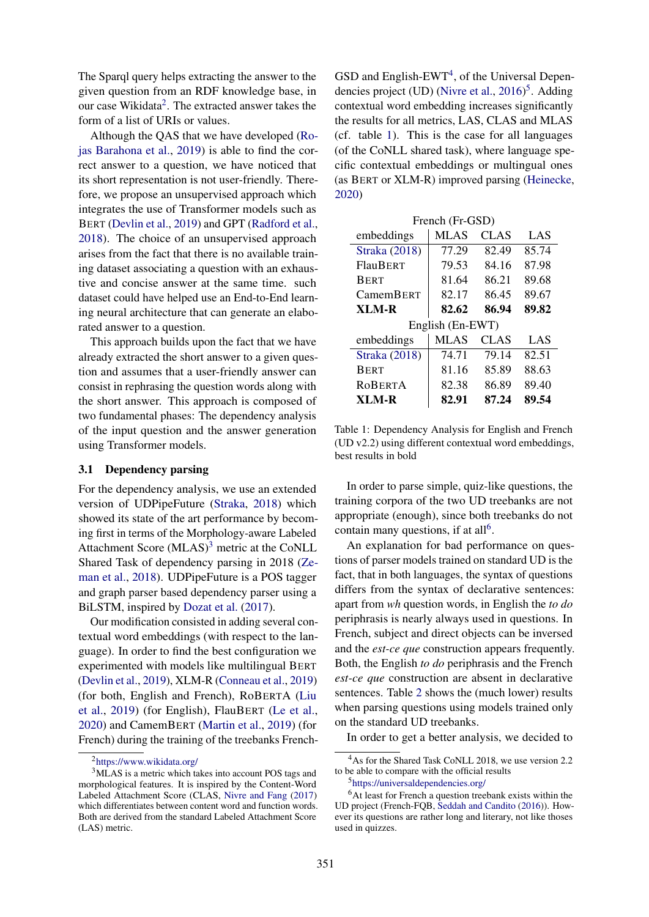The Sparql query helps extracting the answer to the given question from an RDF knowledge base, in our case Wikidata[2]. The extracted answer takes the form of a list of URIs or values.

Although the QAS that we have developed (Rojas Barahona et al., 2019) is able to find the correct answer to a question, we have noticed that its short representation is not user-friendly. Therefore, we propose an unsupervised approach which integrates the use of Transformer models such as BERT (Devlin et al., 2019) and GPT (Radford et al., 2018). The choice of an unsupervised approach arises from the fact that there is no available training dataset associating a question with an exhaustive and concise answer at the same time. such dataset could have helped use an End-to-End learning neural architecture that can generate an elaborated answer to a question.

This approach builds upon the fact that we have already extracted the short answer to a given question and assumes that a user-friendly answer can consist in rephrasing the question words along with the short answer. This approach is composed of two fundamental phases: The dependency analysis of the input question and the answer generation using Transformer models.

### 3.1 Dependency parsing

For the dependency analysis, we use an extended version of UDPipeFuture (Straka, 2018) which showed its state of the art performance by becoming first in terms of the Morphology-aware Labeled Attachment Score (MLAS)[3] metric at the CoNLL Shared Task of dependency parsing in 2018 (Zeman et al., 2018). UDPipeFuture is a POS tagger and graph parser based dependency parser using a BiLSTM, inspired by Dozat et al. (2017).

Our modification consisted in adding several contextual word embeddings (with respect to the language). In order to find the best configuration we experimented with models like multilingual BERT (Devlin et al., 2019), XLM-R (Conneau et al., 2019) (for both, English and French), RoBERTA (Liu et al., 2019) (for English), FlauBERT (Le et al., 2020) and CamemBERT (Martin et al., 2019) (for French) during the training of the treebanks French-GSD and English-EWT[4], of the Universal Dependencies project (UD) (Nivre et al., 2016)[5]. Adding contextual word embedding increases significantly the results for all metrics, LAS, CLAS and MLAS (cf. table 1). This is the case for all languages (of the CoNLL shared task), where language specific contextual embeddings or multingual ones (as BERT or XLM-R) improved parsing (Heinecke, 2020)

| French (Fr-GSD) | | | |
|---|---|---|---|
| embeddings | MLAS | CLAS | LAS |
| Straka (2018) | 77.29 | 82.49 | 85.74 |
| FlauBERT | 79.53 | 84.16 | 87.98 |
| BERT | 81.64 | 86.21 | 89.68 |
| CamemBERT | 82.17 | 86.45 | 89.67 |
| **XLM-R** | **82.62** | **86.94** | **89.82** |
| English (En-EWT) | | | |
| embeddings | MLAS | CLAS | LAS |
| Straka (2018) | 74.71 | 79.14 | 82.51 |
| BERT | 81.16 | 85.89 | 88.63 |
| RoBERTA | 82.38 | 86.89 | 89.40 |
| **XLM-R** | **82.91** | **87.24** | **89.54** |

Table 1: Dependency Analysis for English and French (UD v2.2) using different contextual word embeddings, best results in bold

In order to parse simple, quiz-like questions, the training corpora of the two UD treebanks are not appropriate (enough), since both treebanks do not contain many questions, if at all[6].

An explanation for bad performance on questions of parser models trained on standard UD is the fact, that in both languages, the syntax of questions differs from the syntax of declarative sentences: apart from *wh* question words, in English the *to do* periphrasis is nearly always used in questions. In French, subject and direct objects can be inversed and the *est-ce que* construction appears frequently. Both, the English *to do* periphrasis and the French *est-ce que* construction are absent in declarative sentences. Table 2 shows the (much lower) results when parsing questions using models trained only on the standard UD treebanks.

In order to get a better analysis, we decided to

[2]https://www.wikidata.org/

[3]MLAS is a metric which takes into account POS tags and morphological features. It is inspired by the Content-Word Labeled Attachment Score (CLAS, Nivre and Fang (2017) which differentiates between content word and function words. Both are derived from the standard Labeled Attachment Score (LAS) metric.

[4]As for the Shared Task CoNLL 2018, we use version 2.2 to be able to compare with the official results

[5]https://universaldependencies.org/

[6]At least for French a question treebank exists within the UD project (French-FQB, Seddah and Candito (2016)). However its questions are rather long and literary, not like thoses used in quizzes.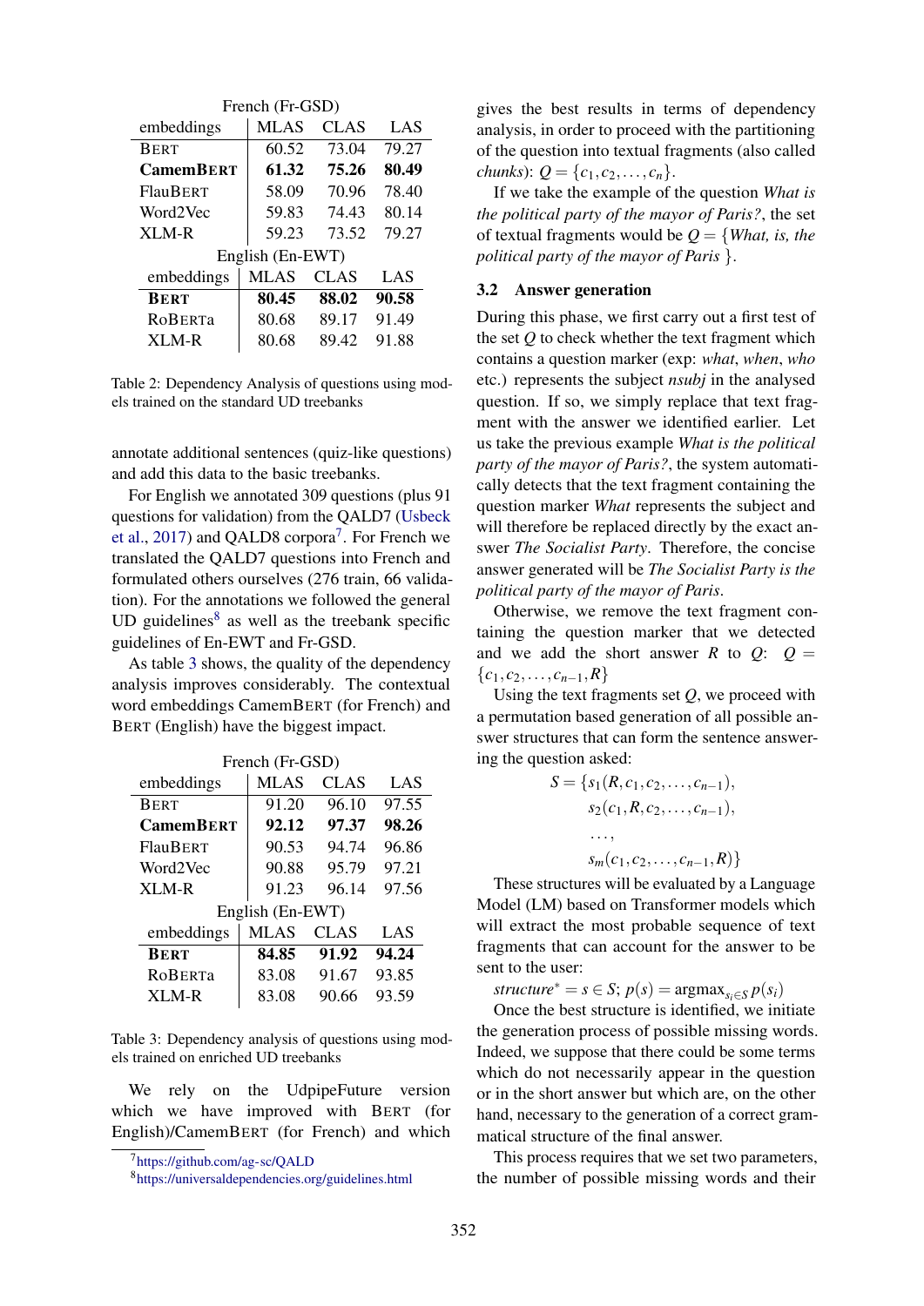| French (Fr-GSD) | | | |
|---|---|---|---|
| embeddings | MLAS | CLAS | LAS |
| BERT | 60.52 | 73.04 | 79.27 |
| **CamemBERT** | **61.32** | **75.26** | **80.49** |
| FlauBERT | 58.09 | 70.96 | 78.40 |
| Word2Vec | 59.83 | 74.43 | 80.14 |
| XLM-R | 59.23 | 73.52 | 79.27 |
| English (En-EWT) | | | |
| embeddings | MLAS | CLAS | LAS |
| **BERT** | **80.45** | **88.02** | **90.58** |
| RoBERTa | 80.68 | 89.17 | 91.49 |
| XLM-R | 80.68 | 89.42 | 91.88 |

Table 2: Dependency Analysis of questions using models trained on the standard UD treebanks

annotate additional sentences (quiz-like questions) and add this data to the basic treebanks.

For English we annotated 309 questions (plus 91 questions for validation) from the QALD7 (Usbeck et al., 2017) and QALD8 corpora[7]. For French we translated the QALD7 questions into French and formulated others ourselves (276 train, 66 validation). For the annotations we followed the general UD guidelines[8] as well as the treebank specific guidelines of En-EWT and Fr-GSD.

As table 3 shows, the quality of the dependency analysis improves considerably. The contextual word embeddings CamemBERT (for French) and BERT (English) have the biggest impact.

| French (Fr-GSD) | | | |
|---|---|---|---|
| embeddings | MLAS | CLAS | LAS |
| BERT | 91.20 | 96.10 | 97.55 |
| **CamemBERT** | **92.12** | **97.37** | **98.26** |
| FlauBERT | 90.53 | 94.74 | 96.86 |
| Word2Vec | 90.88 | 95.79 | 97.21 |
| XLM-R | 91.23 | 96.14 | 97.56 |
| English (En-EWT) | | | |
| embeddings | MLAS | CLAS | LAS |
| **BERT** | **84.85** | **91.92** | **94.24** |
| RoBERTa | 83.08 | 91.67 | 93.85 |
| XLM-R | 83.08 | 90.66 | 93.59 |

Table 3: Dependency analysis of questions using models trained on enriched UD treebanks

We rely on the UdpipeFuture version which we have improved with BERT (for English)/CamemBERT (for French) and which gives the best results in terms of dependency analysis, in order to proceed with the partitioning of the question into textual fragments (also called *chunks*): $Q = \{c_1, c_2, \ldots, c_n\}$.

If we take the example of the question *What is the political party of the mayor of Paris?*, the set of textual fragments would be $Q = \{$*What, is, the political party of the mayor of Paris*$\}$.

### 3.2 Answer generation

During this phase, we first carry out a first test of the set $Q$ to check whether the text fragment which contains a question marker (exp: *what*, *when*, *who* etc.) represents the subject *nsubj* in the analysed question. If so, we simply replace that text fragment with the answer we identified earlier. Let us take the previous example *What is the political party of the mayor of Paris?*, the system automatically detects that the text fragment containing the question marker *What* represents the subject and will therefore be replaced directly by the exact answer *The Socialist Party*. Therefore, the concise answer generated will be *The Socialist Party is the political party of the mayor of Paris*.

Otherwise, we remove the text fragment containing the question marker that we detected and we add the short answer $R$ to $Q$: $Q = \{c_1, c_2, \ldots, c_{n-1}, R\}$

Using the text fragments set $Q$, we proceed with a permutation based generation of all possible answer structures that can form the sentence answering the question asked:

$$
\begin{aligned}
S = \{ & s_1(R, c_1, c_2, \ldots, c_{n-1}), \\
& s_2(c_1, R, c_2, \ldots, c_{n-1}), \\
& \ldots, \\
& s_m(c_1, c_2, \ldots, c_{n-1}, R)\}
\end{aligned}
$$

These structures will be evaluated by a Language Model (LM) based on Transformer models which will extract the most probable sequence of text fragments that can account for the answer to be sent to the user:

$$structure^* = s \in S;\ p(s) = \text{argmax}_{s_i \in S}\, p(s_i)$$

Once the best structure is identified, we initiate the generation process of possible missing words. Indeed, we suppose that there could be some terms which do not necessarily appear in the question or in the short answer but which are, on the other hand, necessary to the generation of a correct grammatical structure of the final answer.

This process requires that we set two parameters, the number of possible missing words and their

[7] https://github.com/ag-sc/QALD

[8] https://universaldependencies.org/guidelines.html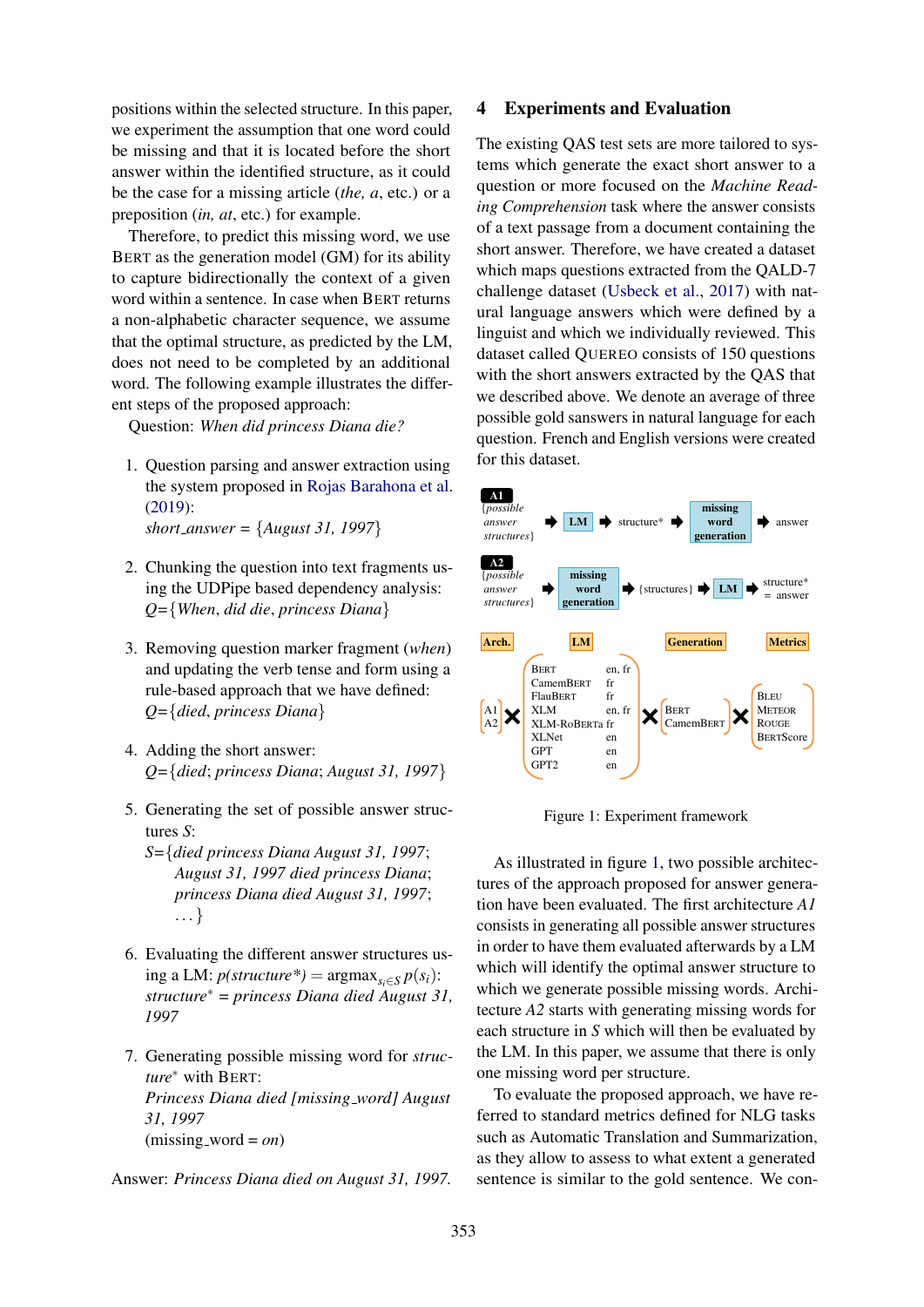positions within the selected structure. In this paper, we experiment the assumption that one word could be missing and that it is located before the short answer within the identified structure, as it could be the case for a missing article (*the*, *a*, etc.) or a preposition (*in*, *at*, etc.) for example.

Therefore, to predict this missing word, we use BERT as the generation model (GM) for its ability to capture bidirectionally the context of a given word within a sentence. In case when BERT returns a non-alphabetic character sequence, we assume that the optimal structure, as predicted by the LM, does not need to be completed by an additional word. The following example illustrates the different steps of the proposed approach:

Question: *When did princess Diana die?*

1. Question parsing and answer extraction using the system proposed in Rojas Barahona et al. (2019):
   *short_answer* = {*August 31, 1997*}

2. Chunking the question into text fragments using the UDPipe based dependency analysis:
   *Q*={*When*, *did die*, *princess Diana*}

3. Removing question marker fragment (*when*) and updating the verb tense and form using a rule-based approach that we have defined:
   *Q*={*died*, *princess Diana*}

4. Adding the short answer:
   *Q*={*died*; *princess Diana*; *August 31, 1997*}

5. Generating the set of possible answer structures *S*:
   *S*={*died princess Diana August 31, 1997*;
   *August 31, 1997 died princess Diana*;
   *princess Diana died August 31, 1997*;
   ...}

6. Evaluating the different answer structures using a LM: $p(structure^*) = \text{argmax}_{s_i \in S}\, p(s_i)$:
   *structure** = *princess Diana died August 31, 1997*

7. Generating possible missing word for *structure** with BERT:
   *Princess Diana died [missing_word] August 31, 1997*
   (missing_word = *on*)

Answer: *Princess Diana died on August 31, 1997.*

## 4 Experiments and Evaluation

The existing QAS test sets are more tailored to systems which generate the exact short answer to a question or more focused on the *Machine Reading Comprehension* task where the answer consists of a text passage from a document containing the short answer. Therefore, we have created a dataset which maps questions extracted from the QALD-7 challenge dataset (Usbeck et al., 2017) with natural language answers which were defined by a linguist and which we individually reviewed. This dataset called QUEREO consists of 150 questions with the short answers extracted by the QAS that we described above. We denote an average of three possible gold sanswers in natural language for each question. French and English versions were created for this dataset.

A1
{possible answer structures} → LM → structure* → missing word generation → answer

A2
{possible answer structures} → missing word generation → {structures} → LM → structure* = answer

Arch.
A1
A2

LM
BERT en, fr
CamemBERT fr
FlauBERT fr
XLM en, fr
XLM-RoBERTa fr
XLNet en
GPT en
GPT2 en

Generation
BERT
CamemBERT

Metrics
BLEU
METEOR
ROUGE
BERTScore

Figure 1: Experiment framework

As illustrated in figure 1, two possible architectures of the approach proposed for answer generation have been evaluated. The first architecture *A1* consists in generating all possible answer structures in order to have them evaluated afterwards by a LM which will identify the optimal answer structure to which we generate possible missing words. Architecture *A2* starts with generating missing words for each structure in *S* which will then be evaluated by the LM. In this paper, we assume that there is only one missing word per structure.

To evaluate the proposed approach, we have referred to standard metrics defined for NLG tasks such as Automatic Translation and Summarization, as they allow to assess to what extent a generated sentence is similar to the gold sentence. We con-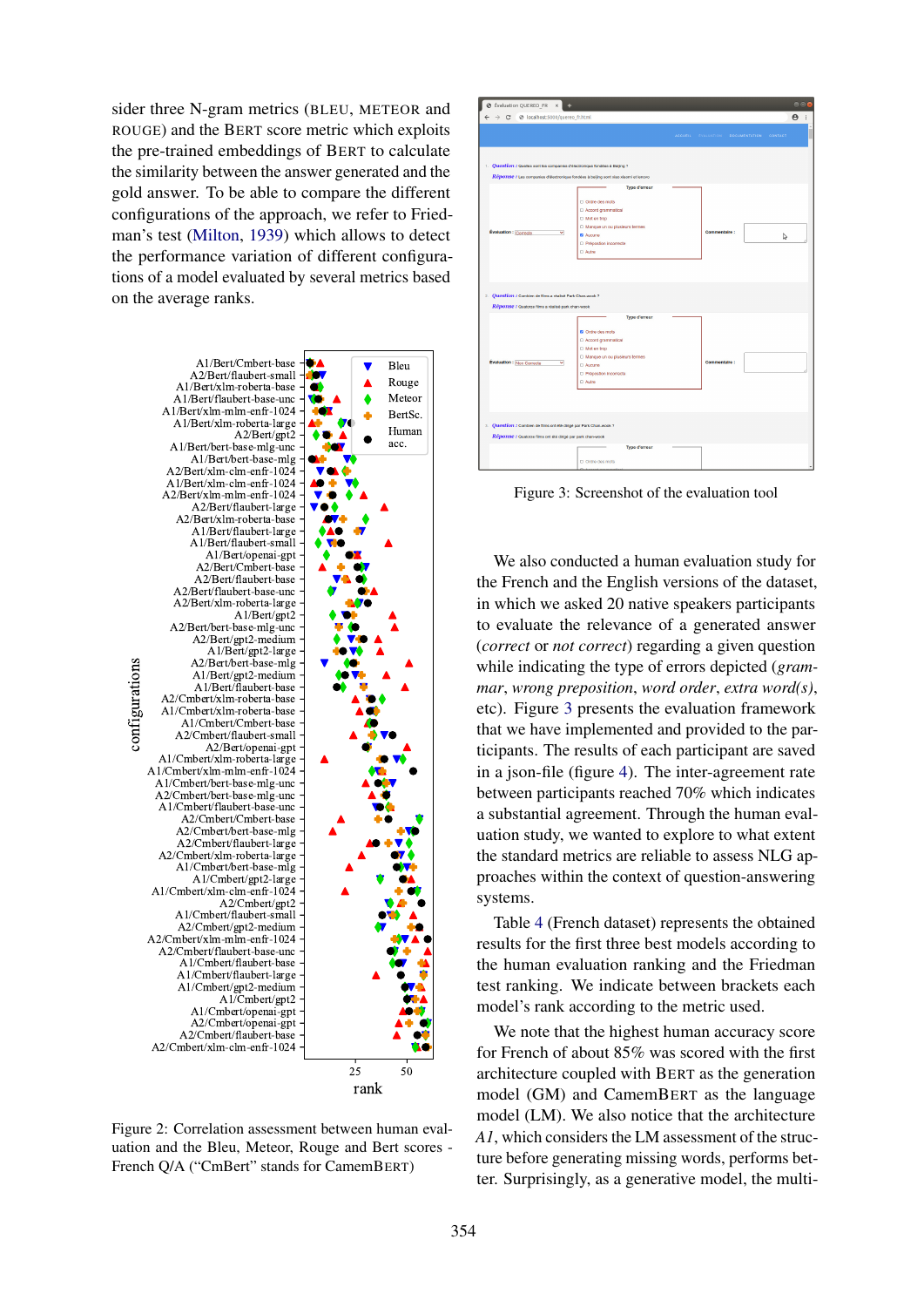sider three N-gram metrics (BLEU, METEOR and ROUGE) and the BERT score metric which exploits the pre-trained embeddings of BERT to calculate the similarity between the answer generated and the gold answer. To be able to compare the different configurations of the approach, we refer to Friedman's test (Milton, 1939) which allows to detect the performance variation of different configurations of a model evaluated by several metrics based on the average ranks.

Bleu
Rouge
Meteor
BertSc.
Human acc.

configurations

A1/Bert/Cmbert-base
A2/Bert/flaubert-small
A1/Bert/xlm-roberta-base
A1/Bert/flaubert-base-unc
A1/Bert/xlm-mlm-enfr-1024
A1/Bert/xlm-roberta-large
A2/Bert/gpt2
A1/Bert/bert-base-mlg-unc
A1/Bert/bert-base-mlg
A2/Bert/xlm-clm-enfr-1024
A1/Bert/xlm-clm-enfr-1024
A2/Bert/xlm-mlm-enfr-1024
A2/Bert/flaubert-large
A2/Bert/xlm-roberta-base
A1/Bert/flaubert-large
A1/Bert/flaubert-small
A1/Bert/openai-gpt
A2/Bert/Cmbert-base
A2/Bert/flaubert-base
A2/Bert/flaubert-base-unc
A2/Bert/xlm-roberta-large
A1/Bert/gpt2
A2/Bert/bert-base-mlg-unc
A2/Bert/gpt2-medium
A1/Bert/gpt2-large
A2/Bert/bert-base-mlg
A1/Bert/gpt2-medium
A1/Bert/flaubert-base
A2/Cmbert/xlm-roberta-base
A1/Cmbert/xlm-roberta-base
A1/Cmbert/Cmbert-base
A2/Cmbert/flaubert-small
A2/Bert/openai-gpt
A1/Cmbert/xlm-roberta-large
A1/Cmbert/xlm-mlm-enfr-1024
A1/Cmbert/bert-base-mlg-unc
A2/Cmbert/bert-base-mlg-unc
A1/Cmbert/flaubert-base-unc
A2/Cmbert/Cmbert-base
A2/Cmbert/bert-base-mlg
A2/Cmbert/flaubert-large
A2/Cmbert/xlm-roberta-large
A1/Cmbert/bert-base-mlg
A1/Cmbert/gpt2-large
A1/Cmbert/xlm-clm-enfr-1024
A2/Cmbert/gpt2
A1/Cmbert/flaubert-small
A2/Cmbert/gpt2-medium
A2/Cmbert/xlm-mlm-enfr-1024
A2/Cmbert/flaubert-base-unc
A1/Cmbert/flaubert-base
A1/Cmbert/flaubert-large
A1/Cmbert/gpt2-medium
A1/Cmbert/gpt2
A1/Cmbert/openai-gpt
A2/Cmbert/openai-gpt
A2/Cmbert/flaubert-base
A2/Cmbert/xlm-clm-enfr-1024

25
50
rank

Figure 2: Correlation assessment between human evaluation and the Bleu, Meteor, Rouge and Bert scores - French Q/A ("CmBert" stands for CamemBERT)

Figure 3: Screenshot of the evaluation tool

We also conducted a human evaluation study for the French and the English versions of the dataset, in which we asked 20 native speakers participants to evaluate the relevance of a generated answer (*correct* or *not correct*) regarding a given question while indicating the type of errors depicted (*grammar*, *wrong preposition*, *word order*, *extra word(s)*, etc). Figure 3 presents the evaluation framework that we have implemented and provided to the participants. The results of each participant are saved in a json-file (figure 4). The inter-agreement rate between participants reached 70% which indicates a substantial agreement. Through the human evaluation study, we wanted to explore to what extent the standard metrics are reliable to assess NLG approaches within the context of question-answering systems.

Table 4 (French dataset) represents the obtained results for the first three best models according to the human evaluation ranking and the Friedman test ranking. We indicate between brackets each model's rank according to the metric used.

We note that the highest human accuracy score for French of about 85% was scored with the first architecture coupled with BERT as the generation model (GM) and CamemBERT as the language model (LM). We also notice that the architecture *A1*, which considers the LM assessment of the structure before generating missing words, performs better. Surprisingly, as a generative model, the multi-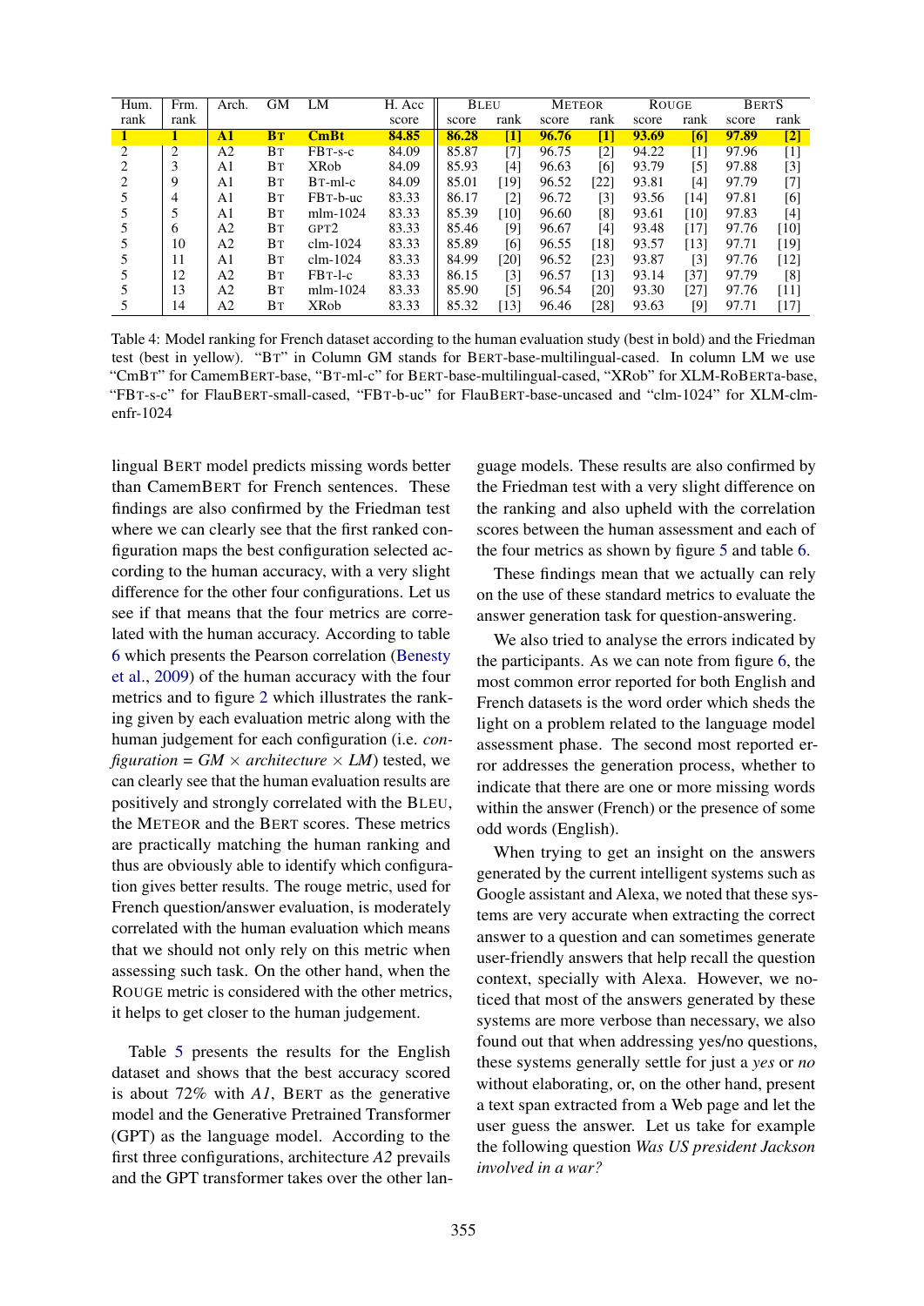| Hum. rank | Frm. rank | Arch. | GM | LM | H. Acc score | BLEU score | BLEU rank | METEOR score | METEOR rank | ROUGE score | ROUGE rank | BERTS score | BERTS rank |
|---|---|---|---|---|---|---|---|---|---|---|---|---|---|
| **1** | **1** | **A1** | **BT** | **CmBt** | **84.85** | **86.28** | **[1]** | **96.76** | **[1]** | **93.69** | **[6]** | **97.89** | **[2]** |
| 2 | 2 | A2 | BT | FBT-s-c | 84.09 | 85.87 | [7] | 96.75 | [2] | 94.22 | [1] | 97.96 | [1] |
| 2 | 3 | A1 | BT | XRob | 84.09 | 85.93 | [4] | 96.63 | [6] | 93.79 | [5] | 97.88 | [3] |
| 2 | 9 | A1 | BT | BT-ml-c | 84.09 | 85.01 | [19] | 96.52 | [22] | 93.81 | [4] | 97.79 | [7] |
| 5 | 4 | A1 | BT | FBT-b-uc | 83.33 | 86.17 | [2] | 96.72 | [3] | 93.56 | [14] | 97.81 | [6] |
| 5 | 5 | A1 | BT | mlm-1024 | 83.33 | 85.39 | [10] | 96.60 | [8] | 93.61 | [10] | 97.83 | [4] |
| 5 | 6 | A2 | BT | GPT2 | 83.33 | 85.46 | [9] | 96.67 | [4] | 93.48 | [17] | 97.76 | [10] |
| 5 | 10 | A2 | BT | clm-1024 | 83.33 | 85.89 | [6] | 96.55 | [18] | 93.57 | [13] | 97.71 | [19] |
| 5 | 11 | A1 | BT | clm-1024 | 83.33 | 84.99 | [20] | 96.52 | [23] | 93.87 | [3] | 97.76 | [12] |
| 5 | 12 | A2 | BT | FBT-l-c | 83.33 | 86.15 | [3] | 96.57 | [13] | 93.14 | [37] | 97.79 | [8] |
| 5 | 13 | A2 | BT | mlm-1024 | 83.33 | 85.90 | [5] | 96.54 | [20] | 93.30 | [27] | 97.76 | [11] |
| 5 | 14 | A2 | BT | XRob | 83.33 | 85.32 | [13] | 96.46 | [28] | 93.63 | [9] | 97.71 | [17] |

Table 4: Model ranking for French dataset according to the human evaluation study (best in bold) and the Friedman test (best in yellow). "BT" in Column GM stands for BERT-base-multilingual-cased. In column LM we use "CmBT" for CamemBERT-base, "BT-ml-c" for BERT-base-multilingual-cased, "XRob" for XLM-RoBERTa-base, "FBT-s-c" for FlauBERT-small-cased, "FBT-b-uc" for FlauBERT-base-uncased and "clm-1024" for XLM-clm-enfr-1024

lingual BERT model predicts missing words better than CamemBERT for French sentences. These findings are also confirmed by the Friedman test where we can clearly see that the first ranked configuration maps the best configuration selected according to the human accuracy, with a very slight difference for the other four configurations. Let us see if that means that the four metrics are correlated with the human accuracy. According to table 6 which presents the Pearson correlation (Benesty et al., 2009) of the human accuracy with the four metrics and to figure 2 which illustrates the ranking given by each evaluation metric along with the human judgement for each configuration (i.e. *configuration = GM × architecture × LM*) tested, we can clearly see that the human evaluation results are positively and strongly correlated with the BLEU, the METEOR and the BERT scores. These metrics are practically matching the human ranking and thus are obviously able to identify which configuration gives better results. The rouge metric, used for French question/answer evaluation, is moderately correlated with the human evaluation which means that we should not only rely on this metric when assessing such task. On the other hand, when the ROUGE metric is considered with the other metrics, it helps to get closer to the human judgement.

Table 5 presents the results for the English dataset and shows that the best accuracy scored is about 72% with *A1*, BERT as the generative model and the Generative Pretrained Transformer (GPT) as the language model. According to the first three configurations, architecture *A2* prevails and the GPT transformer takes over the other language models. These results are also confirmed by the Friedman test with a very slight difference on the ranking and also upheld with the correlation scores between the human assessment and each of the four metrics as shown by figure 5 and table 6.

These findings mean that we actually can rely on the use of these standard metrics to evaluate the answer generation task for question-answering.

We also tried to analyse the errors indicated by the participants. As we can note from figure 6, the most common error reported for both English and French datasets is the word order which sheds the light on a problem related to the language model assessment phase. The second most reported error addresses the generation process, whether to indicate that there are one or more missing words within the answer (French) or the presence of some odd words (English).

When trying to get an insight on the answers generated by the current intelligent systems such as Google assistant and Alexa, we noted that these systems are very accurate when extracting the correct answer to a question and can sometimes generate user-friendly answers that help recall the question context, specially with Alexa. However, we noticed that most of the answers generated by these systems are more verbose than necessary, we also found out that when addressing yes/no questions, these systems generally settle for just a *yes* or *no* without elaborating, or, on the other hand, present a text span extracted from a Web page and let the user guess the answer. Let us take for example the following question *Was US president Jackson involved in a war?*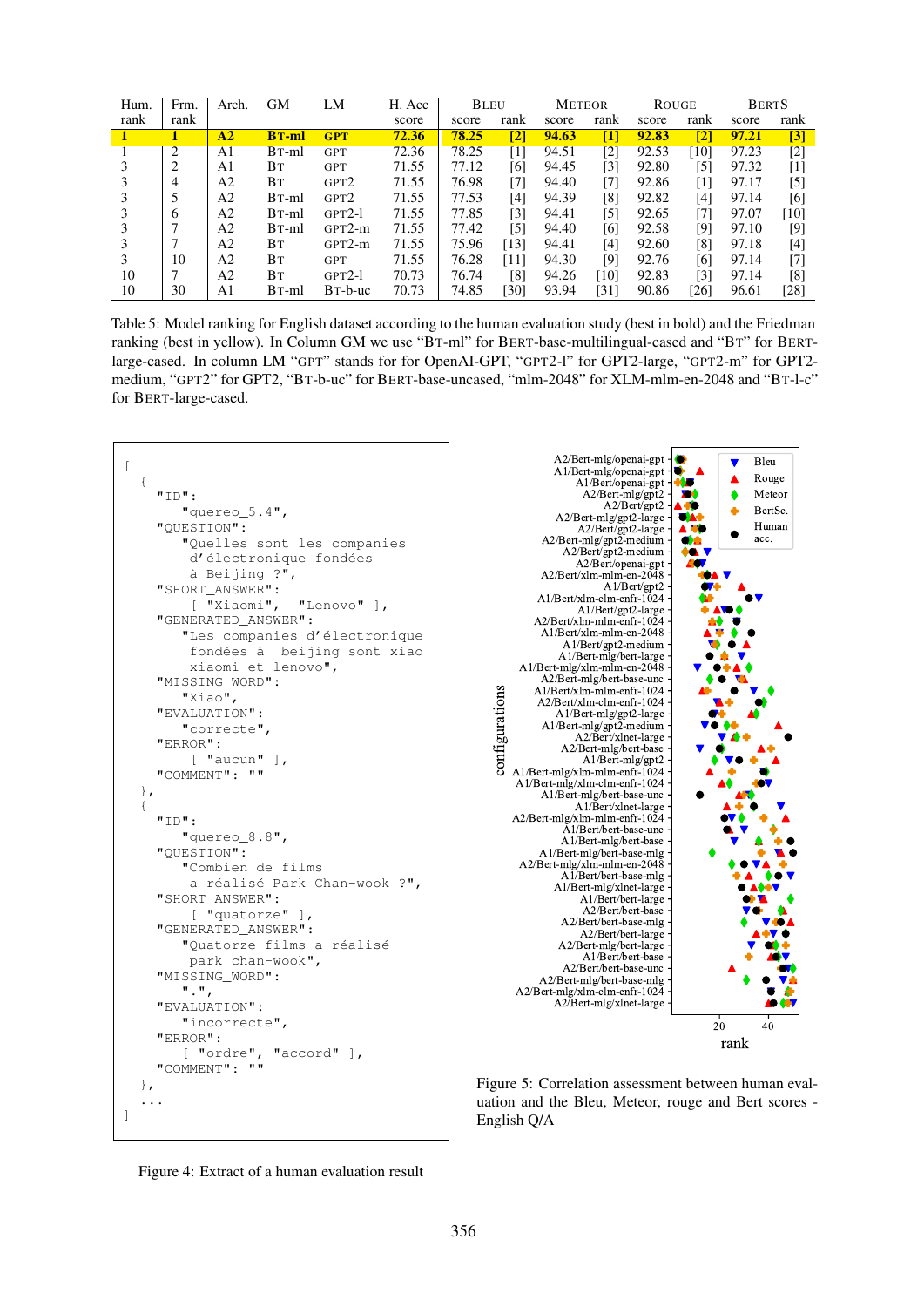| Hum. rank | Frm. rank | Arch. | GM | LM | H. Acc score | BLEU score | BLEU rank | METEOR score | METEOR rank | ROUGE score | ROUGE rank | BERTS score | BERTS rank |
|---|---|---|---|---|---|---|---|---|---|---|---|---|---|
| **1** | **1** | **A2** | **BT-ml** | **GPT** | **72.36** | **78.25** | **[2]** | **94.63** | **[1]** | **92.83** | **[2]** | **97.21** | **[3]** |
| 1 | 2 | A1 | BT-ml | GPT | 72.36 | 78.25 | [1] | 94.51 | [2] | 92.53 | [10] | 97.23 | [2] |
| 3 | 2 | A1 | BT | GPT | 71.55 | 77.12 | [6] | 94.45 | [3] | 92.80 | [5] | 97.32 | [1] |
| 3 | 4 | A2 | BT | GPT2 | 71.55 | 76.98 | [7] | 94.40 | [7] | 92.86 | [1] | 97.17 | [5] |
| 3 | 5 | A2 | BT-ml | GPT2 | 71.55 | 77.53 | [4] | 94.39 | [8] | 92.82 | [4] | 97.14 | [6] |
| 3 | 6 | A2 | BT-ml | GPT2-l | 71.55 | 77.85 | [3] | 94.41 | [5] | 92.65 | [7] | 97.07 | [10] |
| 3 | 7 | A2 | BT-ml | GPT2-m | 71.55 | 77.42 | [5] | 94.40 | [6] | 92.58 | [9] | 97.10 | [9] |
| 3 | 7 | A2 | BT | GPT2-m | 71.55 | 75.96 | [13] | 94.41 | [4] | 92.60 | [8] | 97.18 | [4] |
| 3 | 10 | A2 | BT | GPT | 71.55 | 76.28 | [11] | 94.30 | [9] | 92.76 | [6] | 97.14 | [7] |
| 10 | 7 | A2 | BT | GPT2-l | 70.73 | 76.74 | [8] | 94.26 | [10] | 92.83 | [3] | 97.14 | [8] |
| 10 | 30 | A1 | BT-ml | BT-b-uc | 70.73 | 74.85 | [30] | 93.94 | [31] | 90.86 | [26] | 96.61 | [28] |

Table 5: Model ranking for English dataset according to the human evaluation study (best in bold) and the Friedman ranking (best in yellow). In Column GM we use "BT-ml" for BERT-base-multilingual-cased and "BT" for BERT-large-cased. In column LM "GPT" stands for for OpenAI-GPT, "GPT2-l" for GPT2-large, "GPT2-m" for GPT2-medium, "GPT2" for GPT2, "BT-b-uc" for BERT-base-uncased, "mlm-2048" for XLM-mlm-en-2048 and "BT-l-c" for BERT-large-cased.

```
[
  {
    "ID":
       "quereo_5.4",
    "QUESTION":
       "Quelles sont les companies
        d'électronique fondées
        à Beijing ?",
    "SHORT_ANSWER":
       [ "Xiaomi",  "Lenovo" ],
    "GENERATED_ANSWER":
       "Les companies d'électronique
        fondées à  beijing sont xiao
        xiaomi et lenovo",
    "MISSING_WORD":
       "Xiao",
    "EVALUATION":
       "correcte",
    "ERROR":
       [ "aucun" ],
    "COMMENT": ""
  },
  {
    "ID":
       "quereo_8.8",
    "QUESTION":
       "Combien de films
        a réalisé Park Chan-wook ?",
    "SHORT_ANSWER":
       [ "quatorze" ],
    "GENERATED_ANSWER":
       "Quatorze films a réalisé
        park chan-wook",
    "MISSING_WORD":
       ".",
    "EVALUATION":
       "incorrecte",
    "ERROR":
       [ "ordre", "accord" ],
    "COMMENT": ""
  },
  ...
]
```

Figure 4: Extract of a human evaluation result

A2/Bert-mlg/openai-gpt
A1/Bert-mlg/openai-gpt
A1/Bert/openai-gpt
A2/Bert-mlg/gpt2
A2/Bert/gpt2
A2/Bert-mlg/gpt2-large
A2/Bert/gpt2-large
A2/Bert-mlg/gpt2-medium
A2/Bert/gpt2-medium
A2/Bert/openai-gpt
A2/Bert/xlm-mlm-en-2048
A1/Bert/gpt2
A1/Bert/xlm-clm-enfr-1024
A1/Bert/gpt2-large
A2/Bert/xlm-mlm-enfr-1024
A1/Bert/xlm-mlm-en-2048
A1/Bert/gpt2-medium
A1/Bert-mlg/bert-large
A1/Bert-mlg/xlm-mlm-en-2048
A2/Bert-mlg/bert-base-unc
A1/Bert/xlm-mlm-enfr-1024
A2/Bert/xlm-clm-enfr-1024
A1/Bert-mlg/gpt2-large
A1/Bert-mlg/gpt2-medium
A2/Bert/xlnet-large
A2/Bert-mlg/bert-base
A1/Bert-mlg/gpt2
A1/Bert-mlg/xlm-mlm-enfr-1024
A1/Bert-mlg/xlm-clm-enfr-1024
A1/Bert-mlg/bert-base-unc
A1/Bert/xlnet-large
A2/Bert-mlg/xlm-mlm-enfr-1024
A1/Bert/bert-base-unc
A1/Bert-mlg/bert-base
A1/Bert-mlg/bert-base-mlg
A2/Bert-mlg/xlm-mlm-en-2048
A1/Bert/bert-base-mlg
A1/Bert-mlg/xlnet-large
A1/Bert/bert-large
A2/Bert/bert-base
A2/Bert/bert-base-mlg
A2/Bert/bert-large
A2/Bert-mlg/bert-large
A1/Bert/bert-base
A2/Bert/bert-base-unc
A2/Bert-mlg/bert-base-mlg
A2/Bert-mlg/xlm-clm-enfr-1024
A2/Bert-mlg/xlnet-large

configurations

Bleu
Rouge
Meteor
BertSc.
Human acc.

20
40
rank

Figure 5: Correlation assessment between human evaluation and the Bleu, Meteor, rouge and Bert scores - English Q/A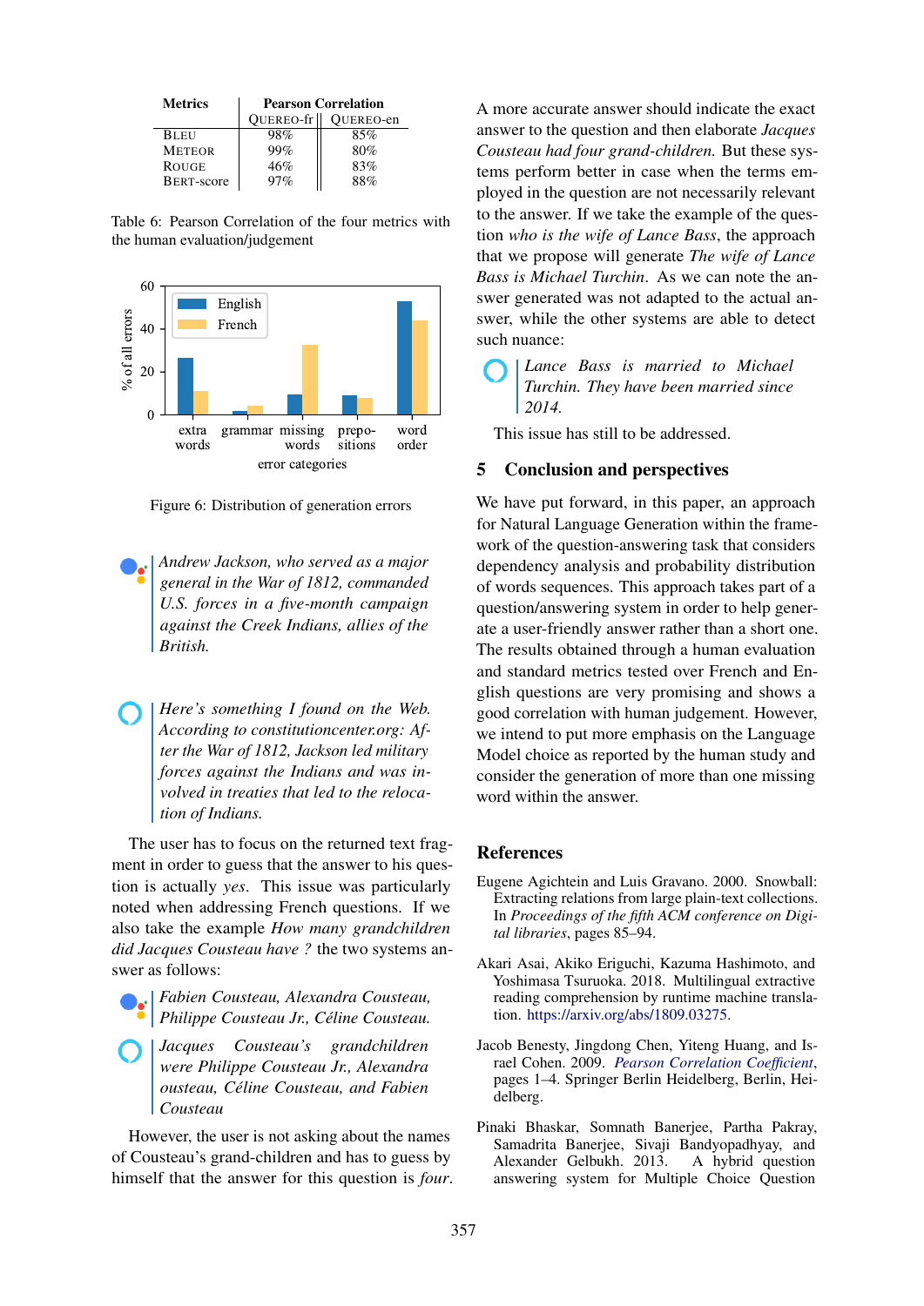| Metrics | Pearson Correlation | |
|---|---|---|
| | QUEREO-fr | QUEREO-en |
| BLEU | 98% | 85% |
| METEOR | 99% | 80% |
| ROUGE | 46% | 83% |
| BERT-score | 97% | 88% |

Table 6: Pearson Correlation of the four metrics with the human evaluation/judgement

English
French
% of all errors
0
20
40
60
extra words
grammar
missing words
prepositions
word order
error categories

Figure 6: Distribution of generation errors

*Andrew Jackson, who served as a major general in the War of 1812, commanded U.S. forces in a five-month campaign against the Creek Indians, allies of the British.*

*Here's something I found on the Web. According to constitutioncenter.org: After the War of 1812, Jackson led military forces against the Indians and was involved in treaties that led to the relocation of Indians.*

The user has to focus on the returned text fragment in order to guess that the answer to his question is actually *yes*. This issue was particularly noted when addressing French questions. If we also take the example *How many grandchildren did Jacques Cousteau have ?* the two systems answer as follows:

*Fabien Cousteau, Alexandra Cousteau, Philippe Cousteau Jr., Céline Cousteau.*

*Jacques Cousteau's grandchildren were Philippe Cousteau Jr., Alexandra ousteau, Céline Cousteau, and Fabien Cousteau*

However, the user is not asking about the names of Cousteau's grand-children and has to guess by himself that the answer for this question is *four*.

A more accurate answer should indicate the exact answer to the question and then elaborate *Jacques Cousteau had four grand-children.* But these systems perform better in case when the terms employed in the question are not necessarily relevant to the answer. If we take the example of the question *who is the wife of Lance Bass*, the approach that we propose will generate *The wife of Lance Bass is Michael Turchin*. As we can note the answer generated was not adapted to the actual answer, while the other systems are able to detect such nuance:

*Lance Bass is married to Michael Turchin. They have been married since 2014.*

This issue has still to be addressed.

## 5 Conclusion and perspectives

We have put forward, in this paper, an approach for Natural Language Generation within the framework of the question-answering task that considers dependency analysis and probability distribution of words sequences. This approach takes part of a question/answering system in order to help generate a user-friendly answer rather than a short one. The results obtained through a human evaluation and standard metrics tested over French and English questions are very promising and shows a good correlation with human judgment. However, we intend to put more emphasis on the Language Model choice as reported by the human study and consider the generation of more than one missing word within the answer.

## References

Eugene Agichtein and Luis Gravano. 2000. Snowball: Extracting relations from large plain-text collections. In *Proceedings of the fifth ACM conference on Digital libraries*, pages 85–94.

Akari Asai, Akiko Eriguchi, Kazuma Hashimoto, and Yoshimasa Tsuruoka. 2018. Multilingual extractive reading comprehension by runtime machine translation. https://arxiv.org/abs/1809.03275.

Jacob Benesty, Jingdong Chen, Yiteng Huang, and Israel Cohen. 2009. *Pearson Correlation Coefficient*, pages 1–4. Springer Berlin Heidelberg, Berlin, Heidelberg.

Pinaki Bhaskar, Somnath Banerjee, Partha Pakray, Samadrita Banerjee, Sivaji Bandyopadhyay, and Alexander Gelbukh. 2013. A hybrid question answering system for Multiple Choice Question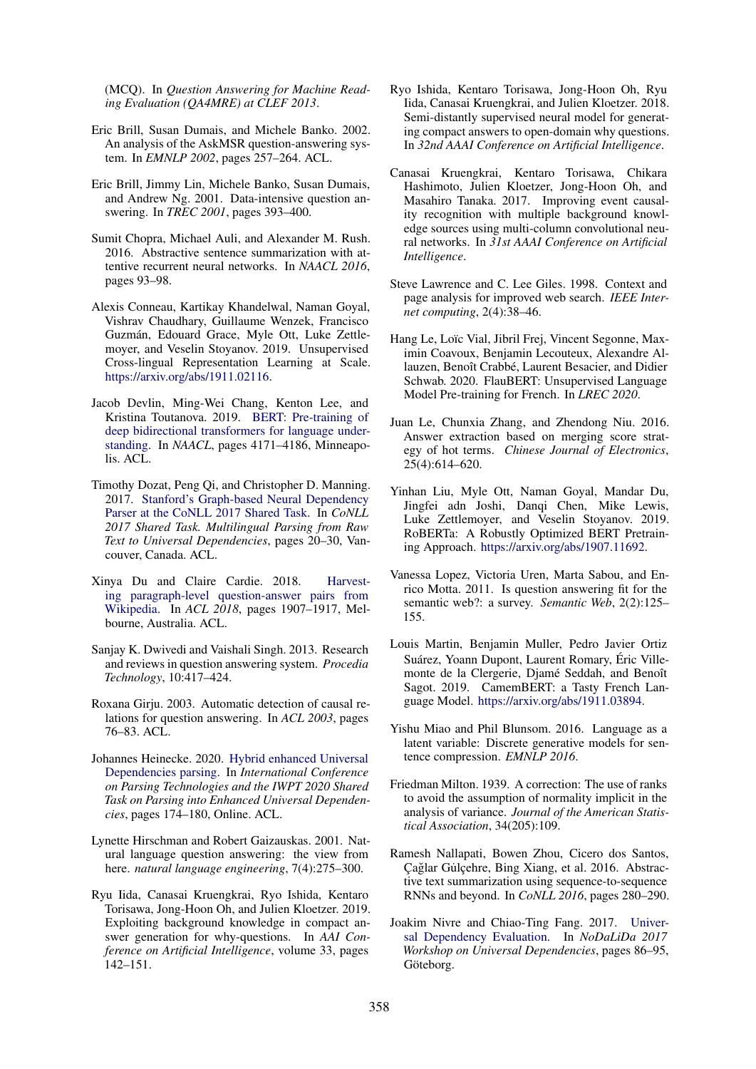(MCQ). In *Question Answering for Machine Reading Evaluation (QA4MRE) at CLEF 2013*.

Eric Brill, Susan Dumais, and Michele Banko. 2002. An analysis of the AskMSR question-answering system. In *EMNLP 2002*, pages 257–264. ACL.

Eric Brill, Jimmy Lin, Michele Banko, Susan Dumais, and Andrew Ng. 2001. Data-intensive question answering. In *TREC 2001*, pages 393–400.

Sumit Chopra, Michael Auli, and Alexander M. Rush. 2016. Abstractive sentence summarization with attentive recurrent neural networks. In *NAACL 2016*, pages 93–98.

Alexis Conneau, Kartikay Khandelwal, Naman Goyal, Vishrav Chaudhary, Guillaume Wenzek, Francisco Guzmán, Edouard Grace, Myle Ott, Luke Zettlemoyer, and Veselin Stoyanov. 2019. Unsupervised Cross-lingual Representation Learning at Scale. https://arxiv.org/abs/1911.02116.

Jacob Devlin, Ming-Wei Chang, Kenton Lee, and Kristina Toutanova. 2019. BERT: Pre-training of deep bidirectional transformers for language understanding. In *NAACL*, pages 4171–4186, Minneapolis. ACL.

Timothy Dozat, Peng Qi, and Christopher D. Manning. 2017. Stanford's Graph-based Neural Dependency Parser at the CoNLL 2017 Shared Task. In *CoNLL 2017 Shared Task. Multilingual Parsing from Raw Text to Universal Dependencies*, pages 20–30, Vancouver, Canada. ACL.

Xinya Du and Claire Cardie. 2018. Harvesting paragraph-level question-answer pairs from Wikipedia. In *ACL 2018*, pages 1907–1917, Melbourne, Australia. ACL.

Sanjay K. Dwivedi and Vaishali Singh. 2013. Research and reviews in question answering system. *Procedia Technology*, 10:417–424.

Roxana Girju. 2003. Automatic detection of causal relations for question answering. In *ACL 2003*, pages 76–83. ACL.

Johannes Heinecke. 2020. Hybrid enhanced Universal Dependencies parsing. In *International Conference on Parsing Technologies and the IWPT 2020 Shared Task on Parsing into Enhanced Universal Dependencies*, pages 174–180, Online. ACL.

Lynette Hirschman and Robert Gaizauskas. 2001. Natural language question answering: the view from here. *natural language engineering*, 7(4):275–300.

Ryu Iida, Canasai Kruengkrai, Ryo Ishida, Kentaro Torisawa, Jong-Hoon Oh, and Julien Kloetzer. 2019. Exploiting background knowledge in compact answer generation for why-questions. In *AAI Conference on Artificial Intelligence*, volume 33, pages 142–151.

Ryo Ishida, Kentaro Torisawa, Jong-Hoon Oh, Ryu Iida, Canasai Kruengkrai, and Julien Kloetzer. 2018. Semi-distantly supervised neural model for generating compact answers to open-domain why questions. In *32nd AAAI Conference on Artificial Intelligence*.

Canasai Kruengkrai, Kentaro Torisawa, Chikara Hashimoto, Julien Kloetzer, Jong-Hoon Oh, and Masahiro Tanaka. 2017. Improving event causality recognition with multiple background knowledge sources using multi-column convolutional neural networks. In *31st AAAI Conference on Artificial Intelligence*.

Steve Lawrence and C. Lee Giles. 1998. Context and page analysis for improved web search. *IEEE Internet computing*, 2(4):38–46.

Hang Le, Loïc Vial, Jibril Frej, Vincent Segonne, Maximin Coavoux, Benjamin Lecouteux, Alexandre Allauzen, Benoît Crabbé, Laurent Besacier, and Didier Schwab. 2020. FlauBERT: Unsupervised Language Model Pre-training for French. In *LREC 2020*.

Juan Le, Chunxia Zhang, and Zhendong Niu. 2016. Answer extraction based on merging score strategy of hot terms. *Chinese Journal of Electronics*, 25(4):614–620.

Yinhan Liu, Myle Ott, Naman Goyal, Mandar Du, Jingfei adn Joshi, Danqi Chen, Mike Lewis, Luke Zettlemoyer, and Veselin Stoyanov. 2019. RoBERTa: A Robustly Optimized BERT Pretraining Approach. https://arxiv.org/abs/1907.11692.

Vanessa Lopez, Victoria Uren, Marta Sabou, and Enrico Motta. 2011. Is question answering fit for the semantic web?: a survey. *Semantic Web*, 2(2):125–155.

Louis Martin, Benjamin Muller, Pedro Javier Ortiz Suárez, Yoann Dupont, Laurent Romary, Éric Villemonte de la Clergerie, Djamé Seddah, and Benoît Sagot. 2019. CamemBERT: a Tasty French Language Model. https://arxiv.org/abs/1911.03894.

Yishu Miao and Phil Blunsom. 2016. Language as a latent variable: Discrete generative models for sentence compression. *EMNLP 2016*.

Friedman Milton. 1939. A correction: The use of ranks to avoid the assumption of normality implicit in the analysis of variance. *Journal of the American Statistical Association*, 34(205):109.

Ramesh Nallapati, Bowen Zhou, Cicero dos Santos, Çağlar Gúlçehre, Bing Xiang, et al. 2016. Abstractive text summarization using sequence-to-sequence RNNs and beyond. In *CoNLL 2016*, pages 280–290.

Joakim Nivre and Chiao-Ting Fang. 2017. Universal Dependency Evaluation. In *NoDaLiDa 2017 Workshop on Universal Dependencies*, pages 86–95, Göteborg.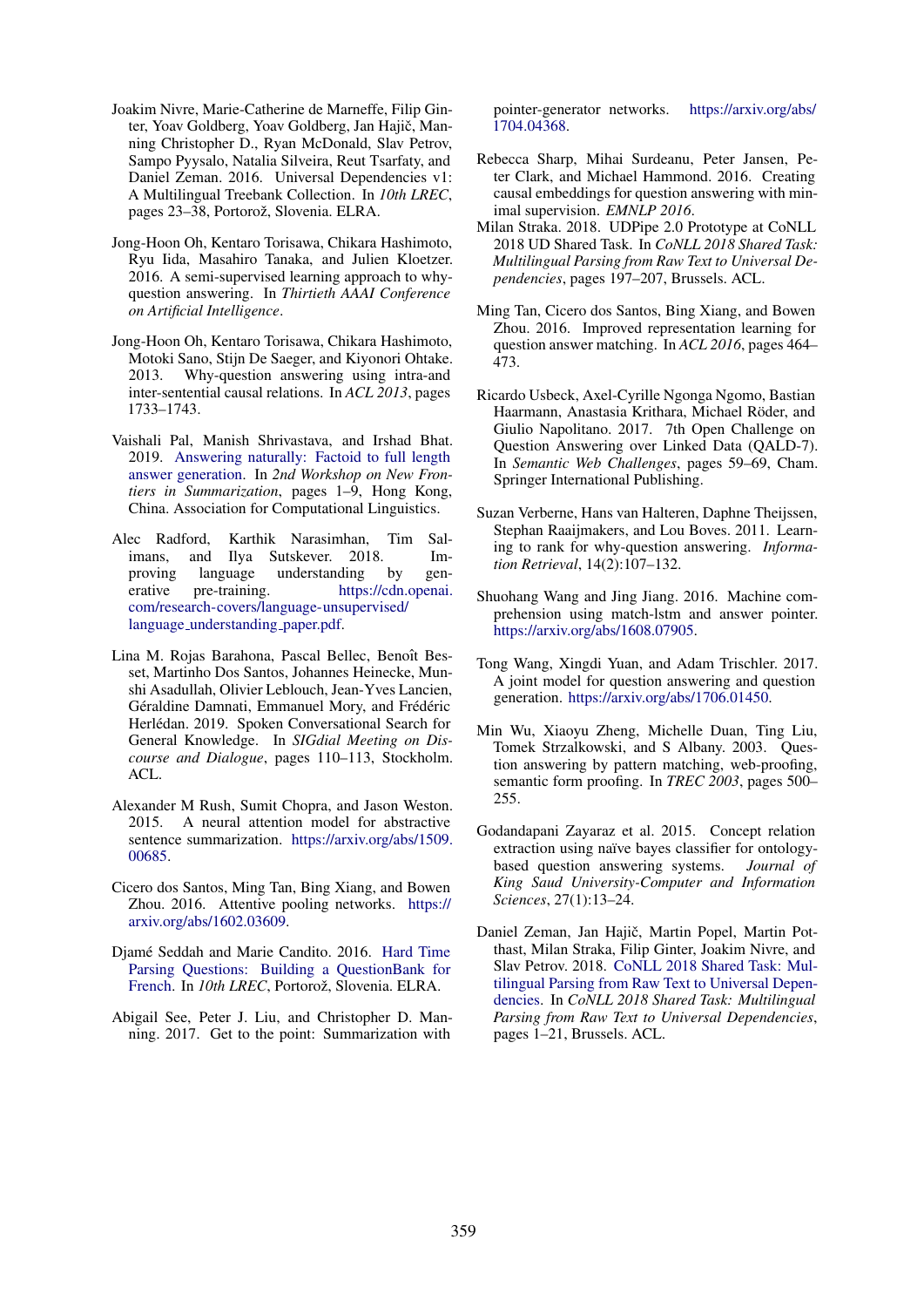Joakim Nivre, Marie-Catherine de Marneffe, Filip Ginter, Yoav Goldberg, Yoav Goldberg, Jan Hajič, Manning Christopher D., Ryan McDonald, Slav Petrov, Sampo Pyysalo, Natalia Silveira, Reut Tsarfaty, and Daniel Zeman. 2016. Universal Dependencies v1: A Multilingual Treebank Collection. In *10th LREC*, pages 23–38, Portorož, Slovenia. ELRA.

Jong-Hoon Oh, Kentaro Torisawa, Chikara Hashimoto, Ryu Iida, Masahiro Tanaka, and Julien Kloetzer. 2016. A semi-supervised learning approach to why-question answering. In *Thirtieth AAAI Conference on Artificial Intelligence*.

Jong-Hoon Oh, Kentaro Torisawa, Chikara Hashimoto, Motoki Sano, Stijn De Saeger, and Kiyonori Ohtake. 2013. Why-question answering using intra-and inter-sentential causal relations. In *ACL 2013*, pages 1733–1743.

Vaishali Pal, Manish Shrivastava, and Irshad Bhat. 2019. Answering naturally: Factoid to full length answer generation. In *2nd Workshop on New Frontiers in Summarization*, pages 1–9, Hong Kong, China. Association for Computational Linguistics.

Alec Radford, Karthik Narasimhan, Tim Salimans, and Ilya Sutskever. 2018. Improving language understanding by generative pre-training. https://cdn.openai.com/research-covers/language-unsupervised/language_understanding_paper.pdf.

Lina M. Rojas Barahona, Pascal Bellec, Benoît Besset, Martinho Dos Santos, Johannes Heinecke, Munshi Asadullah, Olivier Leblouch, Jean-Yves Lancien, Géraldine Damnati, Emmanuel Mory, and Frédéric Herlédan. 2019. Spoken Conversational Search for General Knowledge. In *SIGdial Meeting on Discourse and Dialogue*, pages 110–113, Stockholm. ACL.

Alexander M Rush, Sumit Chopra, and Jason Weston. 2015. A neural attention model for abstractive sentence summarization. https://arxiv.org/abs/1509.00685.

Cicero dos Santos, Ming Tan, Bing Xiang, and Bowen Zhou. 2016. Attentive pooling networks. https://arxiv.org/abs/1602.03609.

Djamé Seddah and Marie Candito. 2016. Hard Time Parsing Questions: Building a QuestionBank for French. In *10th LREC*, Portorož, Slovenia. ELRA.

Abigail See, Peter J. Liu, and Christopher D. Manning. 2017. Get to the point: Summarization with pointer-generator networks. https://arxiv.org/abs/1704.04368.

Rebecca Sharp, Mihai Surdeanu, Peter Jansen, Peter Clark, and Michael Hammond. 2016. Creating causal embeddings for question answering with minimal supervision. *EMNLP 2016*.

Milan Straka. 2018. UDPipe 2.0 Prototype at CoNLL 2018 UD Shared Task. In *CoNLL 2018 Shared Task: Multilingual Parsing from Raw Text to Universal Dependencies*, pages 197–207, Brussels. ACL.

Ming Tan, Cicero dos Santos, Bing Xiang, and Bowen Zhou. 2016. Improved representation learning for question answer matching. In *ACL 2016*, pages 464–473.

Ricardo Usbeck, Axel-Cyrille Ngonga Ngomo, Bastian Haarmann, Anastasia Krithara, Michael Röder, and Giulio Napolitano. 2017. 7th Open Challenge on Question Answering over Linked Data (QALD-7). In *Semantic Web Challenges*, pages 59–69, Cham. Springer International Publishing.

Suzan Verberne, Hans van Halteren, Daphne Theijssen, Stephan Raaijmakers, and Lou Boves. 2011. Learning to rank for why-question answering. *Information Retrieval*, 14(2):107–132.

Shuohang Wang and Jing Jiang. 2016. Machine comprehension using match-lstm and answer pointer. https://arxiv.org/abs/1608.07905.

Tong Wang, Xingdi Yuan, and Adam Trischler. 2017. A joint model for question answering and question generation. https://arxiv.org/abs/1706.01450.

Min Wu, Xiaoyu Zheng, Michelle Duan, Ting Liu, Tomek Strzalkowski, and S Albany. 2003. Question answering by pattern matching, web-proofing, semantic form proofing. In *TREC 2003*, pages 500–255.

Godandapani Zayaraz et al. 2015. Concept relation extraction using naïve bayes classifier for ontology-based question answering systems. *Journal of King Saud University-Computer and Information Sciences*, 27(1):13–24.

Daniel Zeman, Jan Hajič, Martin Popel, Martin Potthast, Milan Straka, Filip Ginter, Joakim Nivre, and Slav Petrov. 2018. CoNLL 2018 Shared Task: Multilingual Parsing from Raw Text to Universal Dependencies. In *CoNLL 2018 Shared Task: Multilingual Parsing from Raw Text to Universal Dependencies*, pages 1–21, Brussels. ACL.